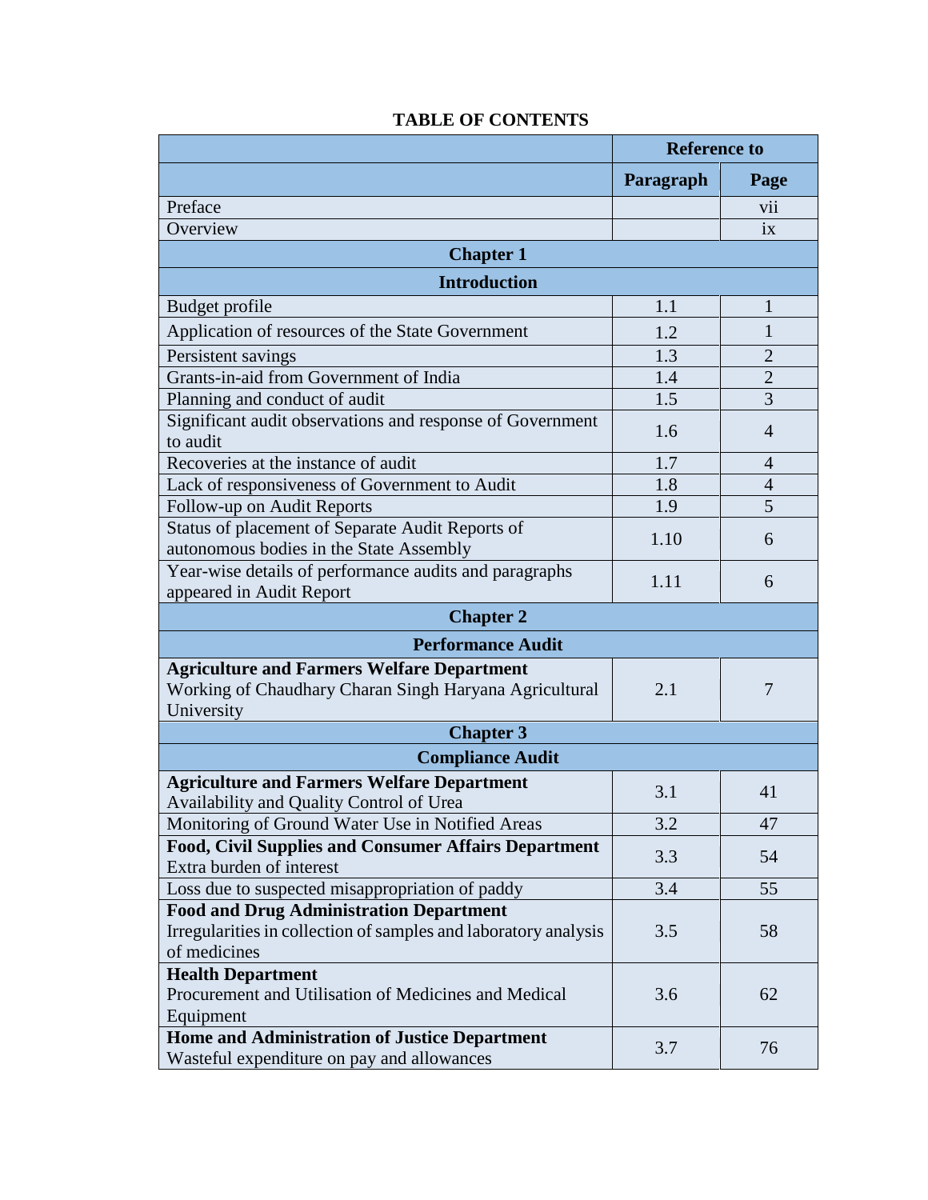# TABLE OF CONTENTS

| | Reference to | |
|---|---|---|
| | **Paragraph** | **Page** |
| Preface | | vii |
| Overview | | ix |
| **Chapter 1** | | |
| **Introduction** | | |
| Budget profile | 1.1 | 1 |
| Application of resources of the State Government | 1.2 | 1 |
| Persistent savings | 1.3 | 2 |
| Grants-in-aid from Government of India | 1.4 | 2 |
| Planning and conduct of audit | 1.5 | 3 |
| Significant audit observations and response of Government to audit | 1.6 | 4 |
| Recoveries at the instance of audit | 1.7 | 4 |
| Lack of responsiveness of Government to Audit | 1.8 | 4 |
| Follow-up on Audit Reports | 1.9 | 5 |
| Status of placement of Separate Audit Reports of autonomous bodies in the State Assembly | 1.10 | 6 |
| Year-wise details of performance audits and paragraphs appeared in Audit Report | 1.11 | 6 |
| **Chapter 2** | | |
| **Performance Audit** | | |
| **Agriculture and Farmers Welfare Department** Working of Chaudhary Charan Singh Haryana Agricultural University | 2.1 | 7 |
| **Chapter 3** | | |
| **Compliance Audit** | | |
| **Agriculture and Farmers Welfare Department** Availability and Quality Control of Urea | 3.1 | 41 |
| Monitoring of Ground Water Use in Notified Areas | 3.2 | 47 |
| **Food, Civil Supplies and Consumer Affairs Department** Extra burden of interest | 3.3 | 54 |
| Loss due to suspected misappropriation of paddy | 3.4 | 55 |
| **Food and Drug Administration Department** Irregularities in collection of samples and laboratory analysis of medicines | 3.5 | 58 |
| **Health Department** Procurement and Utilisation of Medicines and Medical Equipment | 3.6 | 62 |
| **Home and Administration of Justice Department** Wasteful expenditure on pay and allowances | 3.7 | 76 |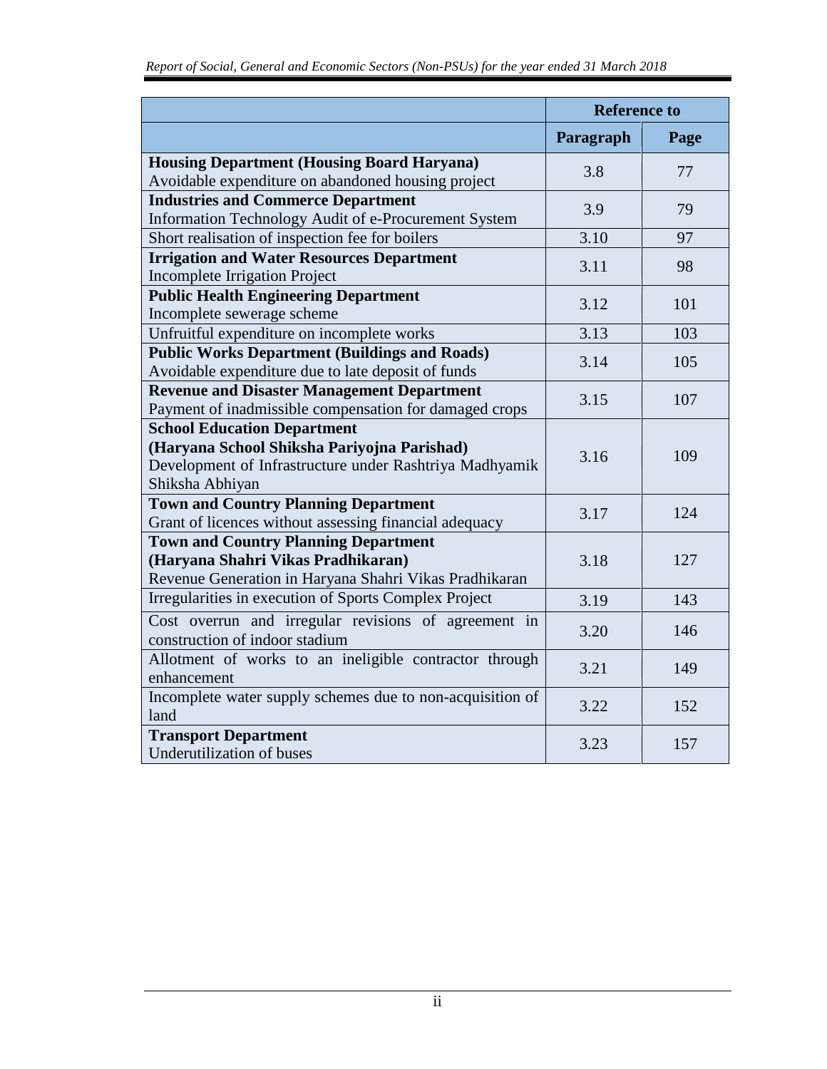| | Reference to | |
|---|---|---|
| | **Paragraph** | **Page** |
| **Housing Department (Housing Board Haryana)**<br>Avoidable expenditure on abandoned housing project | 3.8 | 77 |
| **Industries and Commerce Department**<br>Information Technology Audit of e-Procurement System | 3.9 | 79 |
| Short realisation of inspection fee for boilers | 3.10 | 97 |
| **Irrigation and Water Resources Department**<br>Incomplete Irrigation Project | 3.11 | 98 |
| **Public Health Engineering Department**<br>Incomplete sewerage scheme | 3.12 | 101 |
| Unfruitful expenditure on incomplete works | 3.13 | 103 |
| **Public Works Department (Buildings and Roads)**<br>Avoidable expenditure due to late deposit of funds | 3.14 | 105 |
| **Revenue and Disaster Management Department**<br>Payment of inadmissible compensation for damaged crops | 3.15 | 107 |
| **School Education Department**<br>**(Haryana School Shiksha Pariyojna Parishad)**<br>Development of Infrastructure under Rashtriya Madhyamik Shiksha Abhiyan | 3.16 | 109 |
| **Town and Country Planning Department**<br>Grant of licences without assessing financial adequacy | 3.17 | 124 |
| **Town and Country Planning Department**<br>**(Haryana Shahri Vikas Pradhikaran)**<br>Revenue Generation in Haryana Shahri Vikas Pradhikaran | 3.18 | 127 |
| Irregularities in execution of Sports Complex Project | 3.19 | 143 |
| Cost overrun and irregular revisions of agreement in construction of indoor stadium | 3.20 | 146 |
| Allotment of works to an ineligible contractor through enhancement | 3.21 | 149 |
| Incomplete water supply schemes due to non-acquisition of land | 3.22 | 152 |
| **Transport Department**<br>Underutilization of buses | 3.23 | 157 |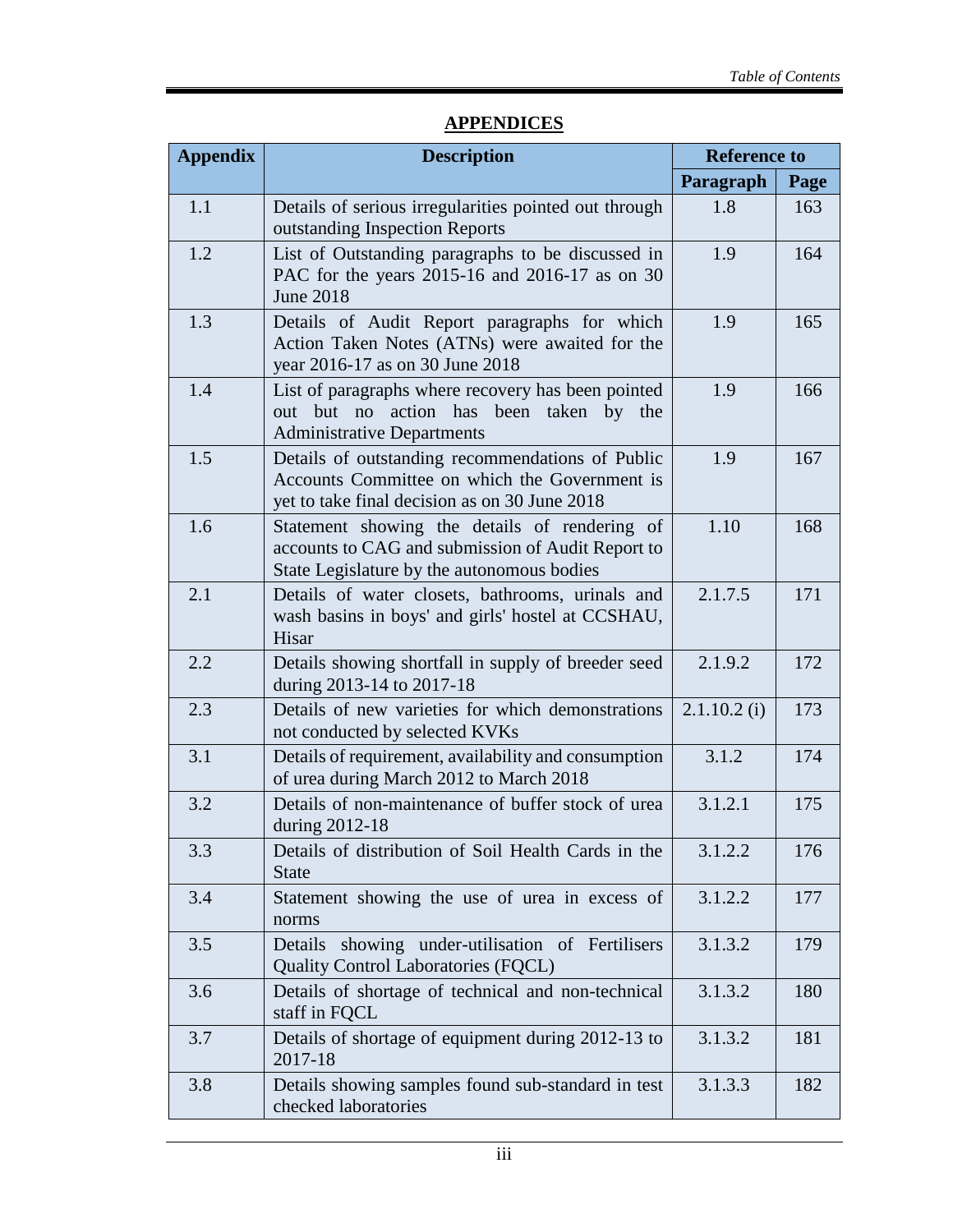## APPENDICES

| Appendix | Description | Reference to | |
|---|---|---|---|
| | | Paragraph | Page |
| 1.1 | Details of serious irregularities pointed out through outstanding Inspection Reports | 1.8 | 163 |
| 1.2 | List of Outstanding paragraphs to be discussed in PAC for the years 2015-16 and 2016-17 as on 30 June 2018 | 1.9 | 164 |
| 1.3 | Details of Audit Report paragraphs for which Action Taken Notes (ATNs) were awaited for the year 2016-17 as on 30 June 2018 | 1.9 | 165 |
| 1.4 | List of paragraphs where recovery has been pointed out but no action has been taken by the Administrative Departments | 1.9 | 166 |
| 1.5 | Details of outstanding recommendations of Public Accounts Committee on which the Government is yet to take final decision as on 30 June 2018 | 1.9 | 167 |
| 1.6 | Statement showing the details of rendering of accounts to CAG and submission of Audit Report to State Legislature by the autonomous bodies | 1.10 | 168 |
| 2.1 | Details of water closets, bathrooms, urinals and wash basins in boys' and girls' hostel at CCSHAU, Hisar | 2.1.7.5 | 171 |
| 2.2 | Details showing shortfall in supply of breeder seed during 2013-14 to 2017-18 | 2.1.9.2 | 172 |
| 2.3 | Details of new varieties for which demonstrations not conducted by selected KVKs | 2.1.10.2 (i) | 173 |
| 3.1 | Details of requirement, availability and consumption of urea during March 2012 to March 2018 | 3.1.2 | 174 |
| 3.2 | Details of non-maintenance of buffer stock of urea during 2012-18 | 3.1.2.1 | 175 |
| 3.3 | Details of distribution of Soil Health Cards in the State | 3.1.2.2 | 176 |
| 3.4 | Statement showing the use of urea in excess of norms | 3.1.2.2 | 177 |
| 3.5 | Details showing under-utilisation of Fertilisers Quality Control Laboratories (FQCL) | 3.1.3.2 | 179 |
| 3.6 | Details of shortage of technical and non-technical staff in FQCL | 3.1.3.2 | 180 |
| 3.7 | Details of shortage of equipment during 2012-13 to 2017-18 | 3.1.3.2 | 181 |
| 3.8 | Details showing samples found sub-standard in test checked laboratories | 3.1.3.3 | 182 |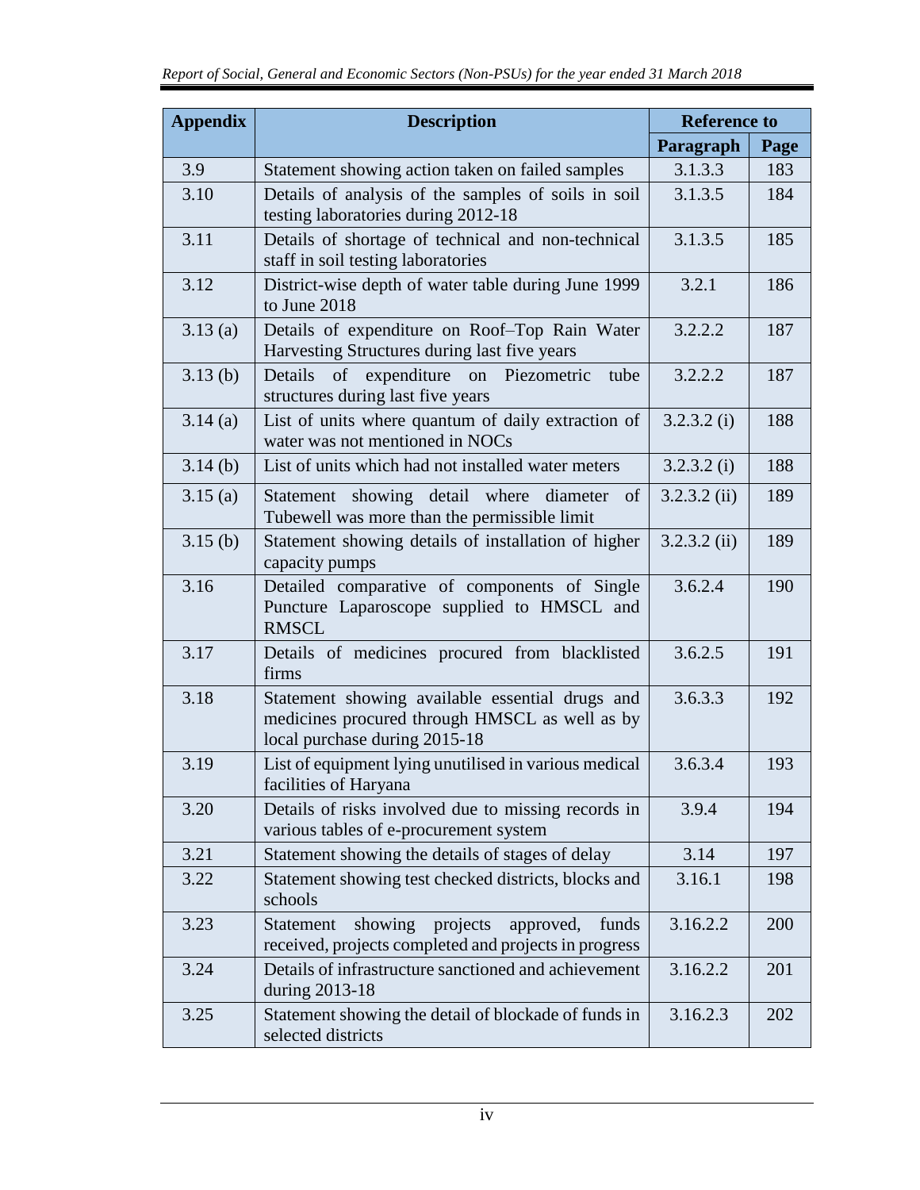| Appendix | Description | Reference to | |
|---|---|---|---|
| | | Paragraph | Page |
| 3.9 | Statement showing action taken on failed samples | 3.1.3.3 | 183 |
| 3.10 | Details of analysis of the samples of soils in soil testing laboratories during 2012-18 | 3.1.3.5 | 184 |
| 3.11 | Details of shortage of technical and non-technical staff in soil testing laboratories | 3.1.3.5 | 185 |
| 3.12 | District-wise depth of water table during June 1999 to June 2018 | 3.2.1 | 186 |
| 3.13 (a) | Details of expenditure on Roof–Top Rain Water Harvesting Structures during last five years | 3.2.2.2 | 187 |
| 3.13 (b) | Details of expenditure on Piezometric tube structures during last five years | 3.2.2.2 | 187 |
| 3.14 (a) | List of units where quantum of daily extraction of water was not mentioned in NOCs | 3.2.3.2 (i) | 188 |
| 3.14 (b) | List of units which had not installed water meters | 3.2.3.2 (i) | 188 |
| 3.15 (a) | Statement showing detail where diameter of Tubewell was more than the permissible limit | 3.2.3.2 (ii) | 189 |
| 3.15 (b) | Statement showing details of installation of higher capacity pumps | 3.2.3.2 (ii) | 189 |
| 3.16 | Detailed comparative of components of Single Puncture Laparoscope supplied to HMSCL and RMSCL | 3.6.2.4 | 190 |
| 3.17 | Details of medicines procured from blacklisted firms | 3.6.2.5 | 191 |
| 3.18 | Statement showing available essential drugs and medicines procured through HMSCL as well as by local purchase during 2015-18 | 3.6.3.3 | 192 |
| 3.19 | List of equipment lying unutilised in various medical facilities of Haryana | 3.6.3.4 | 193 |
| 3.20 | Details of risks involved due to missing records in various tables of e-procurement system | 3.9.4 | 194 |
| 3.21 | Statement showing the details of stages of delay | 3.14 | 197 |
| 3.22 | Statement showing test checked districts, blocks and schools | 3.16.1 | 198 |
| 3.23 | Statement showing projects approved, funds received, projects completed and projects in progress | 3.16.2.2 | 200 |
| 3.24 | Details of infrastructure sanctioned and achievement during 2013-18 | 3.16.2.2 | 201 |
| 3.25 | Statement showing the detail of blockade of funds in selected districts | 3.16.2.3 | 202 |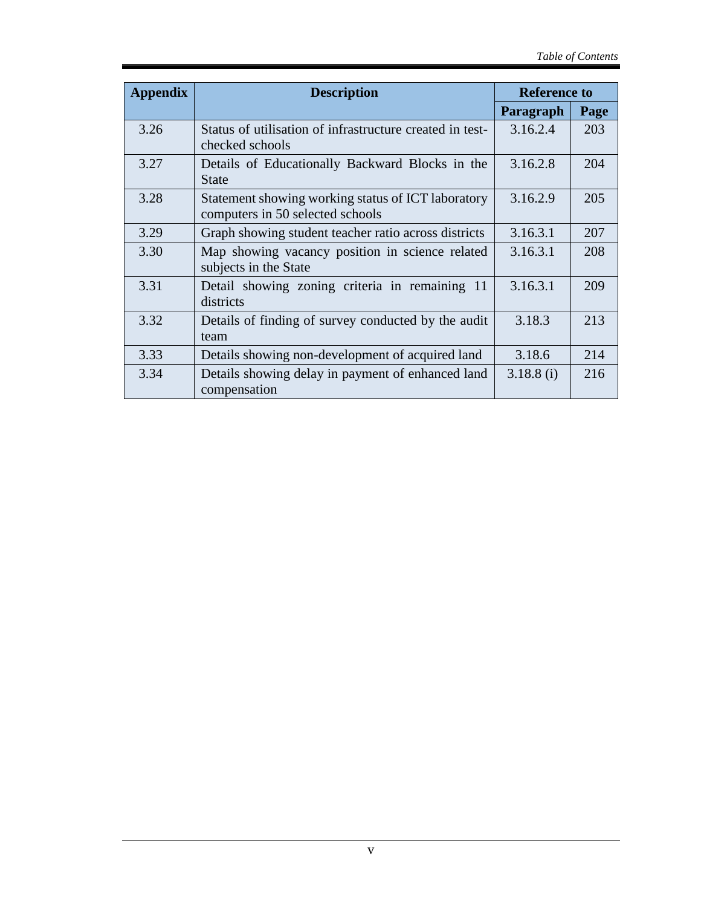| Appendix | Description | Reference to | |
|---|---|---|---|
| | | Paragraph | Page |
| 3.26 | Status of utilisation of infrastructure created in test-checked schools | 3.16.2.4 | 203 |
| 3.27 | Details of Educationally Backward Blocks in the State | 3.16.2.8 | 204 |
| 3.28 | Statement showing working status of ICT laboratory computers in 50 selected schools | 3.16.2.9 | 205 |
| 3.29 | Graph showing student teacher ratio across districts | 3.16.3.1 | 207 |
| 3.30 | Map showing vacancy position in science related subjects in the State | 3.16.3.1 | 208 |
| 3.31 | Detail showing zoning criteria in remaining 11 districts | 3.16.3.1 | 209 |
| 3.32 | Details of finding of survey conducted by the audit team | 3.18.3 | 213 |
| 3.33 | Details showing non-development of acquired land | 3.18.6 | 214 |
| 3.34 | Details showing delay in payment of enhanced land compensation | 3.18.8 (i) | 216 |